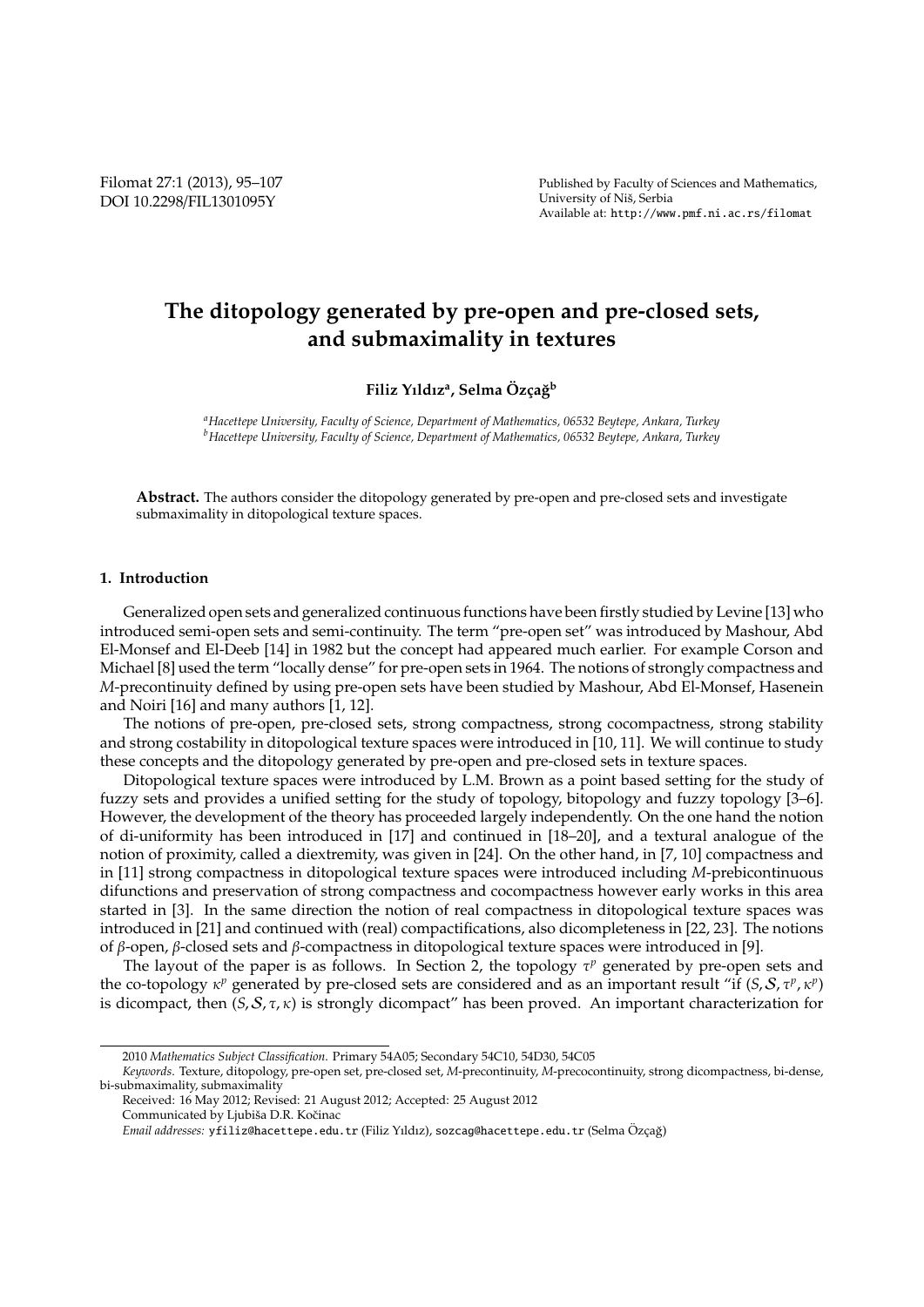# The ditopology generated by pre-open and pre-closed sets, and submaximality in textures

**Filiz Yıldız[a], Selma Özçağ[b]**

[a]*Hacettepe University, Faculty of Science, Department of Mathematics, 06532 Beytepe, Ankara, Turkey*
[b]*Hacettepe University, Faculty of Science, Department of Mathematics, 06532 Beytepe, Ankara, Turkey*

**Abstract.** The authors consider the ditopology generated by pre-open and pre-closed sets and investigate submaximality in ditopological texture spaces.

## 1. Introduction

Generalized open sets and generalized continuous functions have been firstly studied by Levine [13] who introduced semi-open sets and semi-continuity. The term "pre-open set" was introduced by Mashour, Abd El-Monsef and El-Deeb [14] in 1982 but the concept had appeared much earlier. For example Corson and Michael [8] used the term "locally dense" for pre-open sets in 1964. The notions of strongly compactness and *M*-precontinuity defined by using pre-open sets have been studied by Mashour, Abd El-Monsef, Hasenein and Noiri [16] and many authors [1, 12].

The notions of pre-open, pre-closed sets, strong compactness, strong cocompactness, strong stability and strong costability in ditopological texture spaces were introduced in [10, 11]. We will continue to study these concepts and the ditopology generated by pre-open and pre-closed sets in texture spaces.

Ditopological texture spaces were introduced by L.M. Brown as a point based setting for the study of fuzzy sets and provides a unified setting for the study of topology, bitopology and fuzzy topology [3–6]. However, the development of the theory has proceeded largely independently. On the one hand the notion of di-uniformity has been introduced in [17] and continued in [18–20], and a textural analogue of the notion of proximity, called a diextremity, was given in [24]. On the other hand, in [7, 10] compactness and in [11] strong compactness in ditopological texture spaces were introduced including *M*-prebicontinuous difunctions and preservation of strong compactness and cocompactness however early works in this area started in [3]. In the same direction the notion of real compactness in ditopological texture spaces was introduced in [21] and continued with (real) compactifications, also dicompleteness in [22, 23]. The notions of $\beta$-open, $\beta$-closed sets and $\beta$-compactness in ditopological texture spaces were introduced in [9].

The layout of the paper is as follows. In Section 2, the topology $\tau^p$ generated by pre-open sets and the co-topology $\kappa^p$ generated by pre-closed sets are considered and as an important result "if $(S, \mathcal{S}, \tau^p, \kappa^p)$ is dicompact, then $(S, \mathcal{S}, \tau, \kappa)$ is strongly dicompact" has been proved. An important characterization for

---

2010 *Mathematics Subject Classification*. Primary 54A05; Secondary 54C10, 54D30, 54C05

*Keywords*. Texture, ditopology, pre-open set, pre-closed set, *M*-precontinuity, *M*-precocontinuity, strong dicompactness, bi-dense, bi-submaximality, submaximality

Received: 16 May 2012; Revised: 21 August 2012; Accepted: 25 August 2012

Communicated by Ljubiša D.R. Kočinac

*Email addresses:* yfiliz@hacettepe.edu.tr (Filiz Yıldız), sozcag@hacettepe.edu.tr (Selma Özçağ)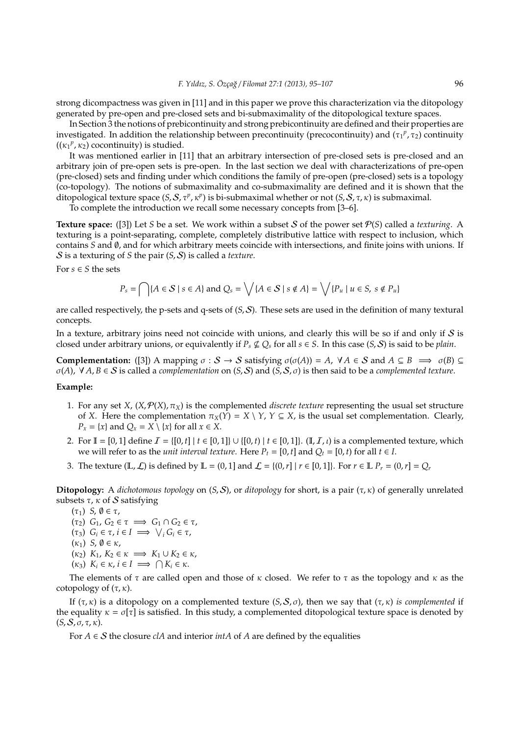strong dicompactness was given in [11] and in this paper we prove this characterization via the ditopology generated by pre-open and pre-closed sets and bi-submaximality of the ditopological texture spaces.

In Section 3 the notions of prebicontinuity and strong prebicontinuity are defined and their properties are investigated. In addition the relationship between precontinuity (precocontinuity) and $({\tau_1}^p, \tau_2)$ continuity $(({\kappa_1}^p, \kappa_2)$ cocontinuity) is studied.

It was mentioned earlier in [11] that an arbitrary intersection of pre-closed sets is pre-closed and an arbitrary join of pre-open sets is pre-open. In the last section we deal with characterizations of pre-open (pre-closed) sets and finding under which conditions the family of pre-open (pre-closed) sets is a topology (co-topology). The notions of submaximality and co-submaximality are defined and it is shown that the ditopological texture space $(S, \mathcal{S}, \tau^p, \kappa^p)$ is bi-submaximal whether or not $(S, \mathcal{S}, \tau, \kappa)$ is submaximal.

To complete the introduction we recall some necessary concepts from [3–6].

**Texture space:** ([3]) Let $S$ be a set. We work within a subset $\mathcal{S}$ of the power set $\mathcal{P}(S)$ called a *texturing*. A texturing is a point-separating, complete, completely distributive lattice with respect to inclusion, which contains $S$ and $\emptyset$, and for which arbitrary meets coincide with intersections, and finite joins with unions. If $\mathcal{S}$ is a texturing of $S$ the pair $(S, \mathcal{S})$ is called a *texture*.

For $s \in S$ the sets

$$P_s = \bigcap\{A \in \mathcal{S} \mid s \in A\} \text{ and } Q_s = \bigvee\{A \in \mathcal{S} \mid s \notin A\} = \bigvee\{P_u \mid u \in S,\ s \notin P_u\}$$

are called respectively, the p-sets and q-sets of $(S, \mathcal{S})$. These sets are used in the definition of many textural concepts.

In a texture, arbitrary joins need not coincide with unions, and clearly this will be so if and only if $\mathcal{S}$ is closed under arbitrary unions, or equivalently if $P_s \not\subseteq Q_s$ for all $s \in S$. In this case $(S, \mathcal{S})$ is said to be *plain*.

**Complementation:** ([3]) A mapping $\sigma : \mathcal{S} \to \mathcal{S}$ satisfying $\sigma(\sigma(A)) = A$, $\forall A \in \mathcal{S}$ and $A \subseteq B \implies \sigma(B) \subseteq \sigma(A)$, $\forall A, B \in \mathcal{S}$ is called a *complementation* on $(S, \mathcal{S})$ and $(S, \mathcal{S}, \sigma)$ is then said to be a *complemented texture*.

**Example:**

1. For any set $X$, $(X, \mathcal{P}(X), \pi_X)$ is the complemented *discrete texture* representing the usual set structure of $X$. Here the complementation $\pi_X(Y) = X \setminus Y$, $Y \subseteq X$, is the usual set complementation. Clearly, $P_x = \{x\}$ and $Q_x = X \setminus \{x\}$ for all $x \in X$.
2. For $\mathbb{I} = [0, 1]$ define $\mathcal{I} = \{[0, t] \mid t \in [0, 1]\} \cup \{[0, t) \mid t \in [0, 1]\}$. $(\mathbb{I}, \mathcal{I}, \iota)$ is a complemented texture, which we will refer to as the *unit interval texture*. Here $P_t = [0, t]$ and $Q_t = [0, t)$ for all $t \in I$.
3. The texture $(\mathbb{L}, \mathcal{L})$ is defined by $\mathbb{L} = (0, 1]$ and $\mathcal{L} = \{(0, r] \mid r \in [0, 1]\}$. For $r \in \mathbb{L}$ $P_r = (0, r] = Q_r$

**Ditopology:** A *dichotomous topology* on $(S, \mathcal{S})$, or *ditopology* for short, is a pair $(\tau, \kappa)$ of generally unrelated subsets $\tau$, $\kappa$ of $\mathcal{S}$ satisfying

($\tau_1$) $S, \emptyset \in \tau$,
($\tau_2$) $G_1, G_2 \in \tau \implies G_1 \cap G_2 \in \tau$,
($\tau_3$) $G_i \in \tau, i \in I \implies \bigvee_i G_i \in \tau$,
($\kappa_1$) $S, \emptyset \in \kappa$,
($\kappa_2$) $K_1, K_2 \in \kappa \implies K_1 \cup K_2 \in \kappa$,
($\kappa_3$) $K_i \in \kappa, i \in I \implies \bigcap K_i \in \kappa$.

The elements of $\tau$ are called open and those of $\kappa$ closed. We refer to $\tau$ as the topology and $\kappa$ as the cotopology of $(\tau, \kappa)$.

If $(\tau, \kappa)$ is a ditopology on a complemented texture $(S, \mathcal{S}, \sigma)$, then we say that $(\tau, \kappa)$ *is complemented* if the equality $\kappa = \sigma[\tau]$ is satisfied. In this study, a complemented ditopological texture space is denoted by $(S, \mathcal{S}, \sigma, \tau, \kappa)$.

For $A \in \mathcal{S}$ the closure $clA$ and interior $intA$ of $A$ are defined by the equalities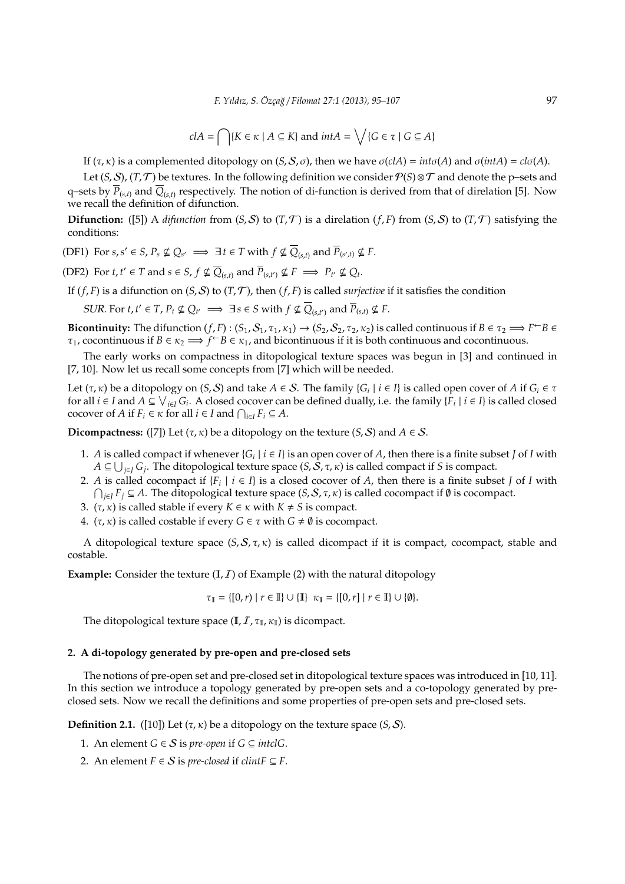$$clA = \bigcap\{K \in \kappa \mid A \subseteq K\} \text{ and } intA = \bigvee\{G \in \tau \mid G \subseteq A\}$$

If $(\tau, \kappa)$ is a complemented ditopology on $(S, \mathcal{S}, \sigma)$, then we have $\sigma(clA) = int\sigma(A)$ and $\sigma(intA) = cl\sigma(A)$.

Let $(S, \mathcal{S})$, $(T, \mathcal{T})$ be textures. In the following definition we consider $\mathcal{P}(S) \otimes \mathcal{T}$ and denote the p–sets and q–sets by $\overline{P}_{(s,t)}$ and $\overline{Q}_{(s,t)}$ respectively. The notion of di-function is derived from that of direlation [5]. Now we recall the definition of difunction.

**Difunction:** ([5]) A *difunction* from $(S, \mathcal{S})$ to $(T, \mathcal{T})$ is a direlation $(f, F)$ from $(S, \mathcal{S})$ to $(T, \mathcal{T})$ satisfying the conditions:

(DF1) For $s, s' \in S$, $P_s \not\subseteq Q_{s'} \implies \exists\, t \in T$ with $f \not\subseteq \overline{Q}_{(s,t)}$ and $\overline{P}_{(s',t)} \not\subseteq F$.

(DF2) For $t, t' \in T$ and $s \in S$, $f \not\subseteq \overline{Q}_{(s,t)}$ and $\overline{P}_{(s,t')} \not\subseteq F \implies P_{t'} \not\subseteq Q_t$.

If $(f, F)$ is a difunction on $(S, \mathcal{S})$ to $(T, \mathcal{T})$, then $(f, F)$ is called *surjective* if it satisfies the condition

*SUR.* For $t, t' \in T$, $P_t \not\subseteq Q_{t'} \implies \exists\, s \in S$ with $f \not\subseteq \overline{Q}_{(s,t')}$ and $\overline{P}_{(s,t)} \not\subseteq F$.

**Bicontinuity:** The difunction $(f, F) : (S_1, \mathcal{S}_1, \tau_1, \kappa_1) \to (S_2, \mathcal{S}_2, \tau_2, \kappa_2)$ is called continuous if $B \in \tau_2 \implies F^{\leftarrow}B \in \tau_1$, cocontinuous if $B \in \kappa_2 \implies f^{\leftarrow}B \in \kappa_1$, and bicontinuous if it is both continuous and cocontinuous.

The early works on compactness in ditopological texture spaces was begun in [3] and continued in [7, 10]. Now let us recall some concepts from [7] which will be needed.

Let $(\tau, \kappa)$ be a ditopology on $(S, \mathcal{S})$ and take $A \in \mathcal{S}$. The family $\{G_i \mid i \in I\}$ is called open cover of $A$ if $G_i \in \tau$ for all $i \in I$ and $A \subseteq \bigvee_{i \in I} G_i$. A closed cocover can be defined dually, i.e. the family $\{F_i \mid i \in I\}$ is called closed cocover of $A$ if $F_i \in \kappa$ for all $i \in I$ and $\bigcap_{i \in I} F_i \subseteq A$.

**Dicompactness:** ([7]) Let $(\tau, \kappa)$ be a ditopology on the texture $(S, \mathcal{S})$ and $A \in \mathcal{S}$.

1. $A$ is called compact if whenever $\{G_i \mid i \in I\}$ is an open cover of $A$, then there is a finite subset $J$ of $I$ with $A \subseteq \bigcup_{j \in J} G_j$. The ditopological texture space $(S, \mathcal{S}, \tau, \kappa)$ is called compact if $S$ is compact.
2. $A$ is called cocompact if $\{F_i \mid i \in I\}$ is a closed cocover of $A$, then there is a finite subset $J$ of $I$ with $\bigcap_{j \in J} F_j \subseteq A$. The ditopological texture space $(S, \mathcal{S}, \tau, \kappa)$ is called cocompact if $\emptyset$ is cocompact.
3. $(\tau, \kappa)$ is called stable if every $K \in \kappa$ with $K \neq S$ is compact.
4. $(\tau, \kappa)$ is called costable if every $G \in \tau$ with $G \neq \emptyset$ is cocompact.

A ditopological texture space $(S, \mathcal{S}, \tau, \kappa)$ is called dicompact if it is compact, cocompact, stable and costable.

**Example:** Consider the texture $(\mathbb{I}, \mathcal{I})$ of Example (2) with the natural ditopology

$$\tau_{\mathbb{I}} = \{[0, r) \mid r \in \mathbb{I}\} \cup \{\mathbb{I}\} \quad \kappa_{\mathbb{I}} = \{[0, r] \mid r \in \mathbb{I}\} \cup \{\emptyset\}.$$

The ditopological texture space $(\mathbb{I}, \mathcal{I}, \tau_{\mathbb{I}}, \kappa_{\mathbb{I}})$ is dicompact.

## 2. A di-topology generated by pre-open and pre-closed sets

The notions of pre-open set and pre-closed set in ditopological texture spaces was introduced in [10, 11]. In this section we introduce a topology generated by pre-open sets and a co-topology generated by pre-closed sets. Now we recall the definitions and some properties of pre-open sets and pre-closed sets.

**Definition 2.1.** ([10]) Let $(\tau, \kappa)$ be a ditopology on the texture space $(S, \mathcal{S})$.

1. An element $G \in \mathcal{S}$ is *pre-open* if $G \subseteq intclG$.
2. An element $F \in \mathcal{S}$ is *pre-closed* if $clintF \subseteq F$.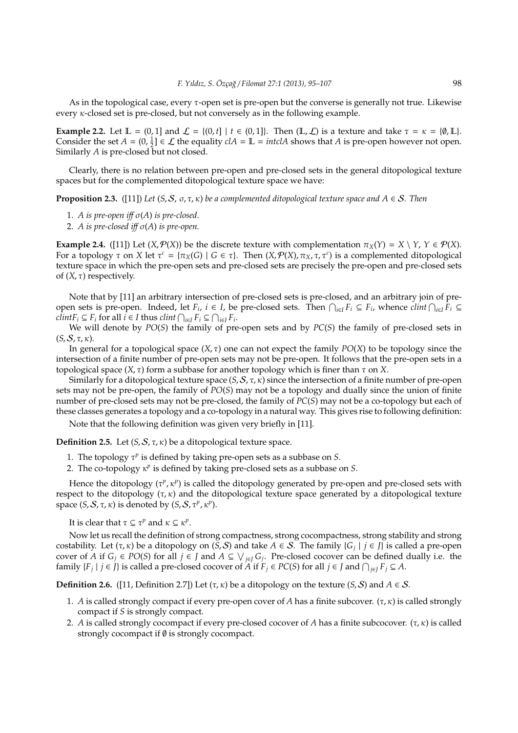As in the topological case, every $\tau$-open set is pre-open but the converse is generally not true. Likewise every $\kappa$-closed set is pre-closed, but not conversely as in the following example.

**Example 2.2.** Let $\mathbb{L} = (0, 1]$ and $\mathcal{L} = \{(0, t] \mid t \in (0, 1]\}$. Then $(\mathbb{L}, \mathcal{L})$ is a texture and take $\tau = \kappa = \{\emptyset, \mathbb{L}\}$. Consider the set $A = (0, \frac{1}{2}] \in \mathcal{L}$ the equality $clA = \mathbb{L} = intclA$ shows that $A$ is pre-open however not open. Similarly $A$ is pre-closed but not closed.

Clearly, there is no relation between pre-open and pre-closed sets in the general ditopological texture spaces but for the complemented ditopological texture space we have:

**Proposition 2.3.** ([11]) *Let $(S, \mathcal{S}, \sigma, \tau, \kappa)$ be a complemented ditopological texture space and $A \in \mathcal{S}$. Then*

1. *$A$ is pre-open iff $\sigma(A)$ is pre-closed.*
2. *$A$ is pre-closed iff $\sigma(A)$ is pre-open.*

**Example 2.4.** ([11]) Let $(X, \mathcal{P}(X))$ be the discrete texture with complementation $\pi_X(Y) = X \setminus Y$, $Y \in \mathcal{P}(X)$. For a topology $\tau$ on $X$ let $\tau^c = \{\pi_X(G) \mid G \in \tau\}$. Then $(X, \mathcal{P}(X), \pi_X, \tau, \tau^c)$ is a complemented ditopological texture space in which the pre-open sets and pre-closed sets are precisely the pre-open and pre-closed sets of $(X, \tau)$ respectively.

Note that by [11] an arbitrary intersection of pre-closed sets is pre-closed, and an arbitrary join of pre-open sets is pre-open. Indeed, let $F_i$, $i \in I$, be pre-closed sets. Then $\bigcap_{i\in I} F_i \subseteq F_i$, whence $clint \bigcap_{i\in I} F_i \subseteq clintF_i \subseteq F_i$ for all $i \in I$ thus $clint \bigcap_{i\in I} F_i \subseteq \bigcap_{i\in I} F_i$.

We will denote by $PO(S)$ the family of pre-open sets and by $PC(S)$ the family of pre-closed sets in $(S, \mathcal{S}, \tau, \kappa)$.

In general for a topological space $(X, \tau)$ one can not expect the family $PO(X)$ to be topology since the intersection of a finite number of pre-open sets may not be pre-open. It follows that the pre-open sets in a topological space $(X, \tau)$ form a subbase for another topology which is finer than $\tau$ on $X$.

Similarly for a ditopological texture space $(S, \mathcal{S}, \tau, \kappa)$ since the intersection of a finite number of pre-open sets may not be pre-open, the family of $PO(S)$ may not be a topology and dually since the union of finite number of pre-closed sets may not be pre-closed, the family of $PC(S)$ may not be a co-topology but each of these classes generates a topology and a co-topology in a natural way. This gives rise to following definition:

Note that the following definition was given very briefly in [11].

**Definition 2.5.** Let $(S, \mathcal{S}, \tau, \kappa)$ be a ditopological texture space.

1. The topology $\tau^p$ is defined by taking pre-open sets as a subbase on $S$.
2. The co-topology $\kappa^p$ is defined by taking pre-closed sets as a subbase on $S$.

Hence the ditopology $(\tau^p, \kappa^p)$ is called the ditopology generated by pre-open and pre-closed sets with respect to the ditopology $(\tau, \kappa)$ and the ditopological texture space generated by a ditopological texture space $(S, \mathcal{S}, \tau, \kappa)$ is denoted by $(S, \mathcal{S}, \tau^p, \kappa^p)$.

It is clear that $\tau \subseteq \tau^p$ and $\kappa \subseteq \kappa^p$.

Now let us recall the definition of strong compactness, strong cocompactness, strong stability and strong costability. Let $(\tau, \kappa)$ be a ditopology on $(S, \mathcal{S})$ and take $A \in \mathcal{S}$. The family $\{G_j \mid j \in J\}$ is called a pre-open cover of $A$ if $G_j \in PO(S)$ for all $j \in J$ and $A \subseteq \bigvee_{j\in J} G_j$. Pre-closed cocover can be defined dually i.e. the family $\{F_j \mid j \in J\}$ is called a pre-closed cocover of $A$ if $F_j \in PC(S)$ for all $j \in J$ and $\bigcap_{j\in J} F_j \subseteq A$.

**Definition 2.6.** ([11, Definition 2.7]) Let $(\tau, \kappa)$ be a ditopology on the texture $(S, \mathcal{S})$ and $A \in \mathcal{S}$.

1. $A$ is called strongly compact if every pre-open cover of $A$ has a finite subcover. $(\tau, \kappa)$ is called strongly compact if $S$ is strongly compact.
2. $A$ is called strongly cocompact if every pre-closed cocover of $A$ has a finite subcocover. $(\tau, \kappa)$ is called strongly cocompact if $\emptyset$ is strongly cocompact.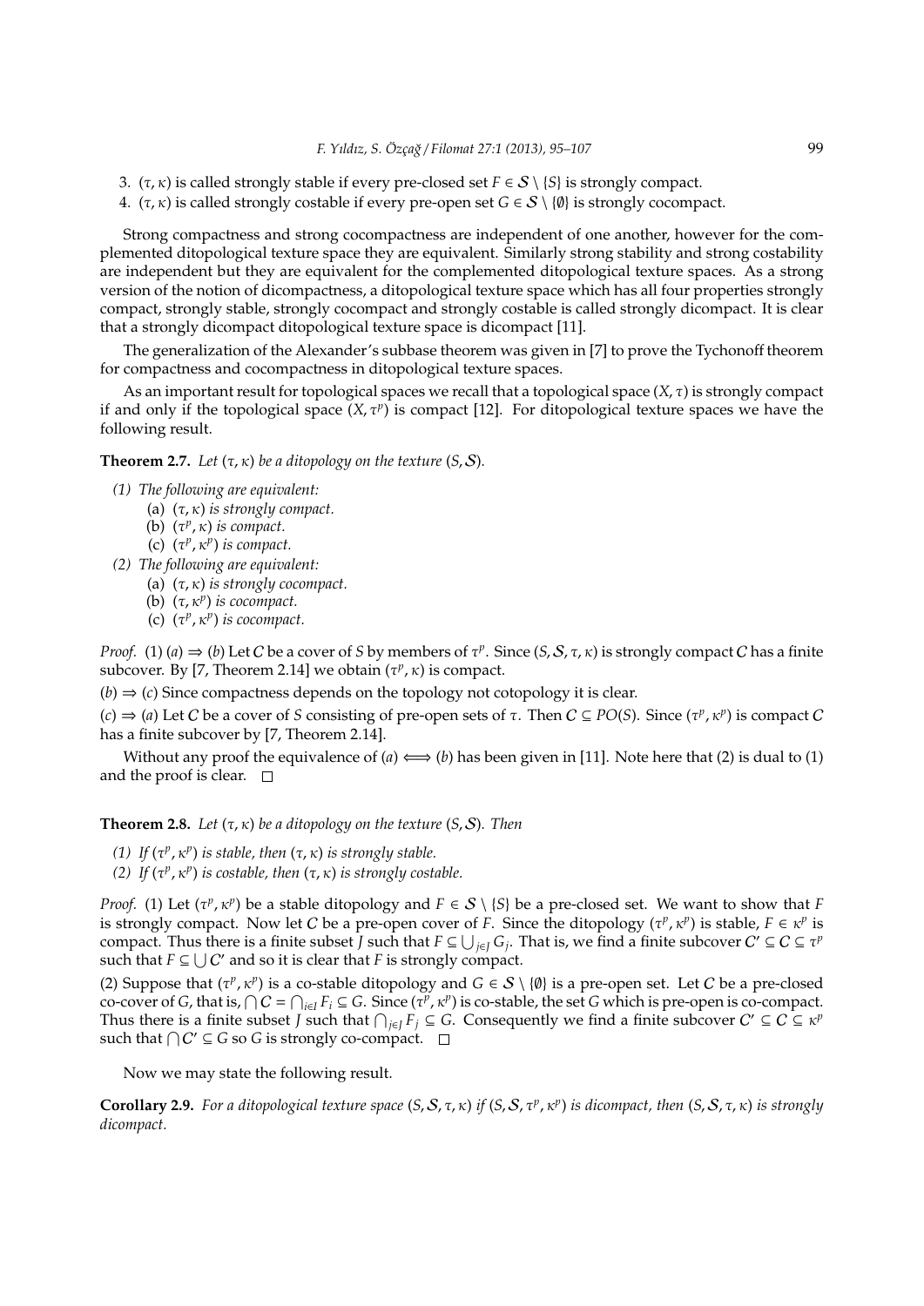3. $(\tau, \kappa)$ is called strongly stable if every pre-closed set $F \in \mathcal{S} \setminus \{S\}$ is strongly compact.
4. $(\tau, \kappa)$ is called strongly costable if every pre-open set $G \in \mathcal{S} \setminus \{\emptyset\}$ is strongly cocompact.

Strong compactness and strong cocompactness are independent of one another, however for the complemented ditopological texture space they are equivalent. Similarly strong stability and strong costability are independent but they are equivalent for the complemented ditopological texture spaces. As a strong version of the notion of dicompactness, a ditopological texture space which has all four properties strongly compact, strongly stable, strongly cocompact and strongly costable is called strongly dicompact. It is clear that a strongly dicompact ditopological texture space is dicompact [11].

The generalization of the Alexander's subbase theorem was given in [7] to prove the Tychonoff theorem for compactness and cocompactness in ditopological texture spaces.

As an important result for topological spaces we recall that a topological space $(X, \tau)$ is strongly compact if and only if the topological space $(X, \tau^p)$ is compact [12]. For ditopological texture spaces we have the following result.

**Theorem 2.7.** *Let $(\tau, \kappa)$ be a ditopology on the texture $(S, \mathcal{S})$.*

*(1) The following are equivalent:*
 (a) *$(\tau, \kappa)$ is strongly compact.*
 (b) *$(\tau^p, \kappa)$ is compact.*
 (c) *$(\tau^p, \kappa^p)$ is compact.*

*(2) The following are equivalent:*
 (a) *$(\tau, \kappa)$ is strongly cocompact.*
 (b) *$(\tau, \kappa^p)$ is cocompact.*
 (c) *$(\tau^p, \kappa^p)$ is cocompact.*

*Proof.* (1) $(a) \Rightarrow (b)$ Let $\mathcal{C}$ be a cover of $S$ by members of $\tau^p$. Since $(S, \mathcal{S}, \tau, \kappa)$ is strongly compact $\mathcal{C}$ has a finite subcover. By [7, Theorem 2.14] we obtain $(\tau^p, \kappa)$ is compact.

$(b) \Rightarrow (c)$ Since compactness depends on the topology not cotopology it is clear.

$(c) \Rightarrow (a)$ Let $\mathcal{C}$ be a cover of $S$ consisting of pre-open sets of $\tau$. Then $\mathcal{C} \subseteq PO(S)$. Since $(\tau^p, \kappa^p)$ is compact $\mathcal{C}$ has a finite subcover by [7, Theorem 2.14].

Without any proof the equivalence of $(a) \Longleftrightarrow (b)$ has been given in [11]. Note here that (2) is dual to (1) and the proof is clear. □

**Theorem 2.8.** *Let $(\tau, \kappa)$ be a ditopology on the texture $(S, \mathcal{S})$. Then*

*(1) If $(\tau^p, \kappa^p)$ is stable, then $(\tau, \kappa)$ is strongly stable.*
*(2) If $(\tau^p, \kappa^p)$ is costable, then $(\tau, \kappa)$ is strongly costable.*

*Proof.* (1) Let $(\tau^p, \kappa^p)$ be a stable ditopology and $F \in \mathcal{S} \setminus \{S\}$ be a pre-closed set. We want to show that $F$ is strongly compact. Now let $\mathcal{C}$ be a pre-open cover of $F$. Since the ditopology $(\tau^p, \kappa^p)$ is stable, $F \in \kappa^p$ is compact. Thus there is a finite subset $J$ such that $F \subseteq \bigcup_{j \in J} G_j$. That is, we find a finite subcover $\mathcal{C}' \subseteq \mathcal{C} \subseteq \tau^p$ such that $F \subseteq \bigcup \mathcal{C}'$ and so it is clear that $F$ is strongly compact.

(2) Suppose that $(\tau^p, \kappa^p)$ is a co-stable ditopology and $G \in \mathcal{S} \setminus \{\emptyset\}$ is a pre-open set. Let $\mathcal{C}$ be a pre-closed co-cover of $G$, that is, $\bigcap \mathcal{C} = \bigcap_{i \in I} F_i \subseteq G$. Since $(\tau^p, \kappa^p)$ is co-stable, the set $G$ which is pre-open is co-compact. Thus there is a finite subset $J$ such that $\bigcap_{j \in J} F_j \subseteq G$. Consequently we find a finite subcover $\mathcal{C}' \subseteq \mathcal{C} \subseteq \kappa^p$ such that $\bigcap \mathcal{C}' \subseteq G$ so $G$ is strongly co-compact. □

Now we may state the following result.

**Corollary 2.9.** *For a ditopological texture space $(S, \mathcal{S}, \tau, \kappa)$ if $(S, \mathcal{S}, \tau^p, \kappa^p)$ is dicompact, then $(S, \mathcal{S}, \tau, \kappa)$ is strongly dicompact.*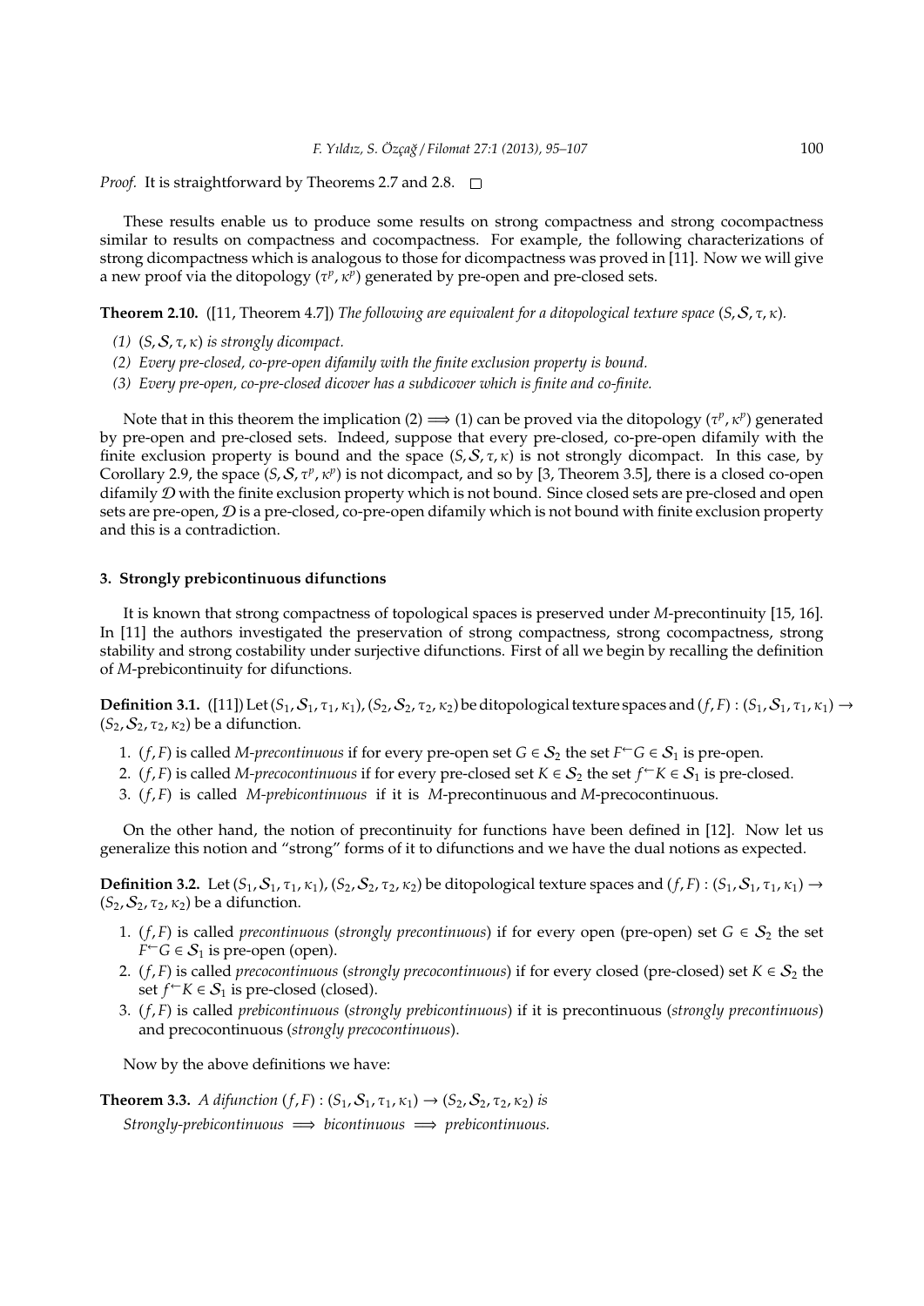*Proof.* It is straightforward by Theorems 2.7 and 2.8. □

These results enable us to produce some results on strong compactness and strong cocompactness similar to results on compactness and cocompactness. For example, the following characterizations of strong dicompactness which is analogous to those for dicompactness was proved in [11]. Now we will give a new proof via the ditopology $(\tau^p, \kappa^p)$ generated by pre-open and pre-closed sets.

**Theorem 2.10.** ([11, Theorem 4.7]) *The following are equivalent for a ditopological texture space* $(S, \mathcal{S}, \tau, \kappa)$*.*

*(1)* $(S, \mathcal{S}, \tau, \kappa)$ *is strongly dicompact.*

*(2) Every pre-closed, co-pre-open difamily with the finite exclusion property is bound.*

*(3) Every pre-open, co-pre-closed dicover has a subdicover which is finite and co-finite.*

Note that in this theorem the implication (2) $\Longrightarrow$ (1) can be proved via the ditopology $(\tau^p, \kappa^p)$ generated by pre-open and pre-closed sets. Indeed, suppose that every pre-closed, co-pre-open difamily with the finite exclusion property is bound and the space $(S, \mathcal{S}, \tau, \kappa)$ is not strongly dicompact. In this case, by Corollary 2.9, the space $(S, \mathcal{S}, \tau^p, \kappa^p)$ is not dicompact, and so by [3, Theorem 3.5], there is a closed co-open difamily $\mathcal{D}$ with the finite exclusion property which is not bound. Since closed sets are pre-closed and open sets are pre-open, $\mathcal{D}$ is a pre-closed, co-pre-open difamily which is not bound with finite exclusion property and this is a contradiction.

## 3. Strongly prebicontinuous difunctions

It is known that strong compactness of topological spaces is preserved under *M*-precontinuity [15, 16]. In [11] the authors investigated the preservation of strong compactness, strong cocompactness, strong stability and strong costability under surjective difunctions. First of all we begin by recalling the definition of *M*-prebicontinuity for difunctions.

**Definition 3.1.** ([11]) Let $(S_1, \mathcal{S}_1, \tau_1, \kappa_1)$, $(S_2, \mathcal{S}_2, \tau_2, \kappa_2)$ be ditopological texture spaces and $(f, F) : (S_1, \mathcal{S}_1, \tau_1, \kappa_1) \to (S_2, \mathcal{S}_2, \tau_2, \kappa_2)$ be a difunction.

1. $(f, F)$ is called *M-precontinuous* if for every pre-open set $G \in \mathcal{S}_2$ the set $F^{\leftarrow}G \in \mathcal{S}_1$ is pre-open.
2. $(f, F)$ is called *M-precocontinuous* if for every pre-closed set $K \in \mathcal{S}_2$ the set $f^{\leftarrow}K \in \mathcal{S}_1$ is pre-closed.
3. $(f, F)$ is called *M-prebicontinuous* if it is *M*-precontinuous and *M*-precocontinuous.

On the other hand, the notion of precontinuity for functions have been defined in [12]. Now let us generalize this notion and "strong" forms of it to difunctions and we have the dual notions as expected.

**Definition 3.2.** Let $(S_1, \mathcal{S}_1, \tau_1, \kappa_1)$, $(S_2, \mathcal{S}_2, \tau_2, \kappa_2)$ be ditopological texture spaces and $(f, F) : (S_1, \mathcal{S}_1, \tau_1, \kappa_1) \to (S_2, \mathcal{S}_2, \tau_2, \kappa_2)$ be a difunction.

1. $(f, F)$ is called *precontinuous* (*strongly precontinuous*) if for every open (pre-open) set $G \in \mathcal{S}_2$ the set $F^{\leftarrow}G \in \mathcal{S}_1$ is pre-open (open).
2. $(f, F)$ is called *precocontinuous* (*strongly precocontinuous*) if for every closed (pre-closed) set $K \in \mathcal{S}_2$ the set $f^{\leftarrow}K \in \mathcal{S}_1$ is pre-closed (closed).
3. $(f, F)$ is called *prebicontinuous* (*strongly prebicontinuous*) if it is precontinuous (*strongly precontinuous*) and precocontinuous (*strongly precocontinuous*).

Now by the above definitions we have:

**Theorem 3.3.** *A difunction* $(f, F) : (S_1, \mathcal{S}_1, \tau_1, \kappa_1) \to (S_2, \mathcal{S}_2, \tau_2, \kappa_2)$ *is*

*Strongly-prebicontinuous* $\Longrightarrow$ *bicontinuous* $\Longrightarrow$ *prebicontinuous.*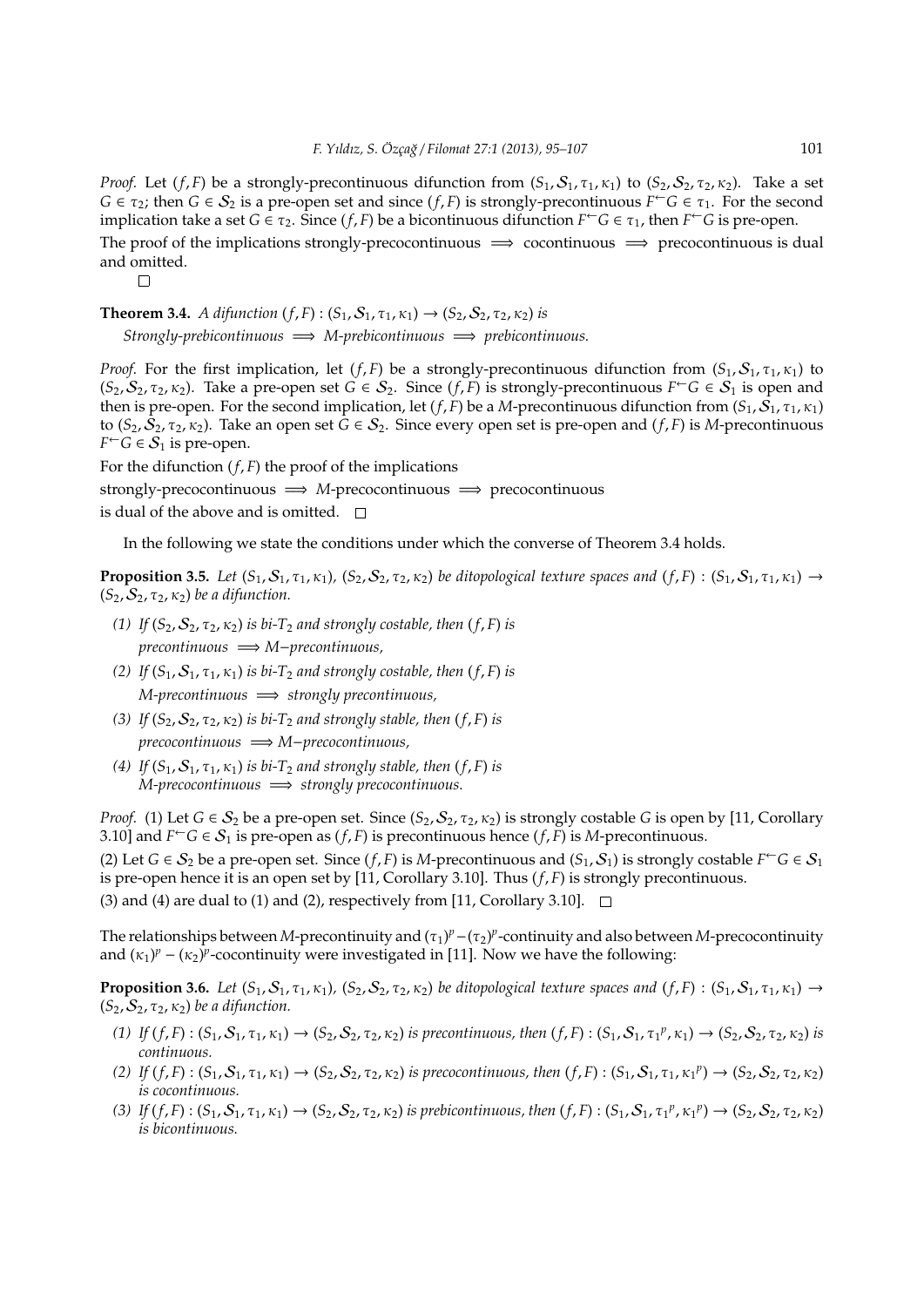*Proof.* Let $(f, F)$ be a strongly-precontinuous difunction from $(S_1, \mathcal{S}_1, \tau_1, \kappa_1)$ to $(S_2, \mathcal{S}_2, \tau_2, \kappa_2)$. Take a set $G \in \tau_2$; then $G \in \mathcal{S}_2$ is a pre-open set and since $(f, F)$ is strongly-precontinuous $F^{\leftarrow}G \in \tau_1$. For the second implication take a set $G \in \tau_2$. Since $(f, F)$ be a bicontinuous difunction $F^{\leftarrow}G \in \tau_1$, then $F^{\leftarrow}G$ is pre-open.

The proof of the implications strongly-precocontinuous $\implies$ cocontinuous $\implies$ precocontinuous is dual and omitted.

□

**Theorem 3.4.** *A difunction $(f, F) : (S_1, \mathcal{S}_1, \tau_1, \kappa_1) \to (S_2, \mathcal{S}_2, \tau_2, \kappa_2)$ is*

*Strongly-prebicontinuous $\implies$ M-prebicontinuous $\implies$ prebicontinuous.*

*Proof.* For the first implication, let $(f, F)$ be a strongly-precontinuous difunction from $(S_1, \mathcal{S}_1, \tau_1, \kappa_1)$ to $(S_2, \mathcal{S}_2, \tau_2, \kappa_2)$. Take a pre-open set $G \in \mathcal{S}_2$. Since $(f, F)$ is strongly-precontinuous $F^{\leftarrow}G \in \mathcal{S}_1$ is open and then is pre-open. For the second implication, let $(f, F)$ be a $M$-precontinuous difunction from $(S_1, \mathcal{S}_1, \tau_1, \kappa_1)$ to $(S_2, \mathcal{S}_2, \tau_2, \kappa_2)$. Take an open set $G \in \mathcal{S}_2$. Since every open set is pre-open and $(f, F)$ is $M$-precontinuous $F^{\leftarrow}G \in \mathcal{S}_1$ is pre-open.

For the difunction $(f, F)$ the proof of the implications

strongly-precocontinuous $\implies$ $M$-precocontinuous $\implies$ precocontinuous

is dual of the above and is omitted. □

In the following we state the conditions under which the converse of Theorem 3.4 holds.

**Proposition 3.5.** *Let $(S_1, \mathcal{S}_1, \tau_1, \kappa_1)$, $(S_2, \mathcal{S}_2, \tau_2, \kappa_2)$ be ditopological texture spaces and $(f, F) : (S_1, \mathcal{S}_1, \tau_1, \kappa_1) \to (S_2, \mathcal{S}_2, \tau_2, \kappa_2)$ be a difunction.*

*(1) If $(S_2, \mathcal{S}_2, \tau_2, \kappa_2)$ is bi-$T_2$ and strongly costable, then $(f, F)$ is*
*precontinuous $\implies$ M−precontinuous,*

*(2) If $(S_1, \mathcal{S}_1, \tau_1, \kappa_1)$ is bi-$T_2$ and strongly costable, then $(f, F)$ is*
*M-precontinuous $\implies$ strongly precontinuous,*

*(3) If $(S_2, \mathcal{S}_2, \tau_2, \kappa_2)$ is bi-$T_2$ and strongly stable, then $(f, F)$ is*
*precocontinuous $\implies$ M−precocontinuous,*

*(4) If $(S_1, \mathcal{S}_1, \tau_1, \kappa_1)$ is bi-$T_2$ and strongly stable, then $(f, F)$ is*
*M-precocontinuous $\implies$ strongly precocontinuous.*

*Proof.* (1) Let $G \in \mathcal{S}_2$ be a pre-open set. Since $(S_2, \mathcal{S}_2, \tau_2, \kappa_2)$ is strongly costable $G$ is open by [11, Corollary 3.10] and $F^{\leftarrow}G \in \mathcal{S}_1$ is pre-open as $(f, F)$ is precontinuous hence $(f, F)$ is $M$-precontinuous.

(2) Let $G \in \mathcal{S}_2$ be a pre-open set. Since $(f, F)$ is $M$-precontinuous and $(S_1, \mathcal{S}_1)$ is strongly costable $F^{\leftarrow}G \in \mathcal{S}_1$ is pre-open hence it is an open set by [11, Corollary 3.10]. Thus $(f, F)$ is strongly precontinuous.

(3) and (4) are dual to (1) and (2), respectively from [11, Corollary 3.10]. □

The relationships between $M$-precontinuity and $(\tau_1)^p - (\tau_2)^p$-continuity and also between $M$-precocontinuity and $(\kappa_1)^p - (\kappa_2)^p$-cocontinuity were investigated in [11]. Now we have the following:

**Proposition 3.6.** *Let $(S_1, \mathcal{S}_1, \tau_1, \kappa_1)$, $(S_2, \mathcal{S}_2, \tau_2, \kappa_2)$ be ditopological texture spaces and $(f, F) : (S_1, \mathcal{S}_1, \tau_1, \kappa_1) \to (S_2, \mathcal{S}_2, \tau_2, \kappa_2)$ be a difunction.*

*(1) If $(f, F) : (S_1, \mathcal{S}_1, \tau_1, \kappa_1) \to (S_2, \mathcal{S}_2, \tau_2, \kappa_2)$ is precontinuous, then $(f, F) : (S_1, \mathcal{S}_1, {\tau_1}^p, \kappa_1) \to (S_2, \mathcal{S}_2, \tau_2, \kappa_2)$ is continuous.*

*(2) If $(f, F) : (S_1, \mathcal{S}_1, \tau_1, \kappa_1) \to (S_2, \mathcal{S}_2, \tau_2, \kappa_2)$ is precocontinuous, then $(f, F) : (S_1, \mathcal{S}_1, \tau_1, {\kappa_1}^p) \to (S_2, \mathcal{S}_2, \tau_2, \kappa_2)$ is cocontinuous.*

*(3) If $(f, F) : (S_1, \mathcal{S}_1, \tau_1, \kappa_1) \to (S_2, \mathcal{S}_2, \tau_2, \kappa_2)$ is prebicontinuous, then $(f, F) : (S_1, \mathcal{S}_1, {\tau_1}^p, {\kappa_1}^p) \to (S_2, \mathcal{S}_2, \tau_2, \kappa_2)$ is bicontinuous.*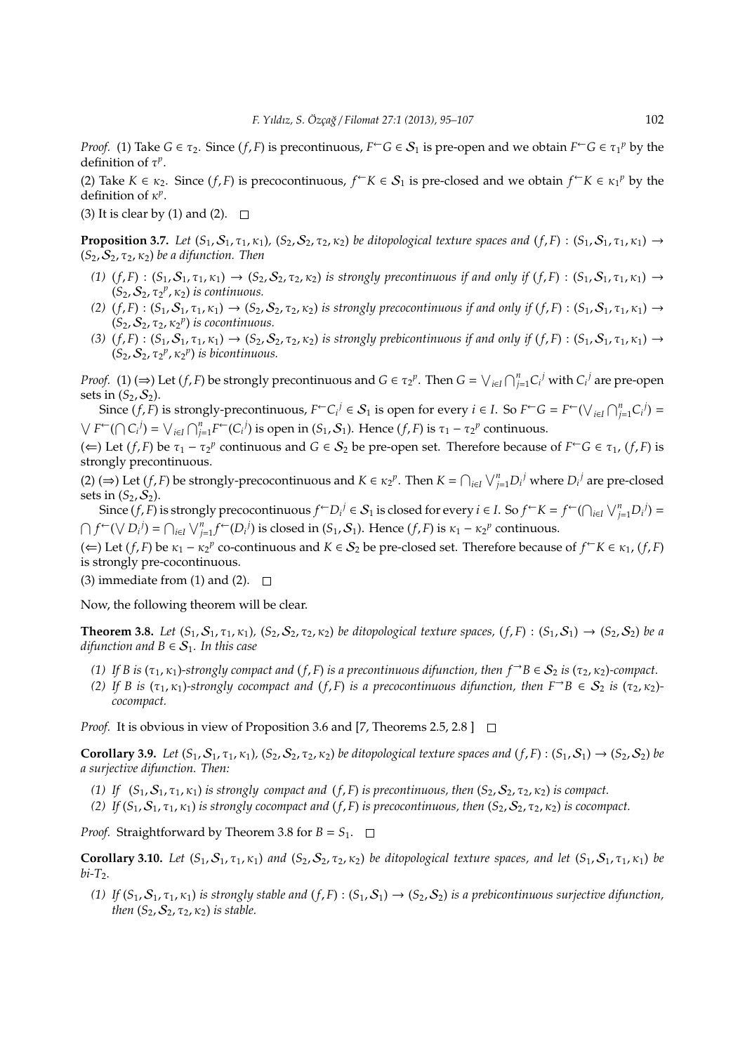*Proof.* (1) Take $G \in \tau_2$. Since $(f, F)$ is precontinuous, $F^{\leftarrow}G \in \mathcal{S}_1$ is pre-open and we obtain $F^{\leftarrow}G \in {\tau_1}^p$ by the definition of $\tau^p$.

(2) Take $K \in \kappa_2$. Since $(f, F)$ is precocontinuous, $f^{\leftarrow}K \in \mathcal{S}_1$ is pre-closed and we obtain $f^{\leftarrow}K \in {\kappa_1}^p$ by the definition of $\kappa^p$.

(3) It is clear by (1) and (2). □

**Proposition 3.7.** *Let $(S_1, \mathcal{S}_1, \tau_1, \kappa_1)$, $(S_2, \mathcal{S}_2, \tau_2, \kappa_2)$ be ditopological texture spaces and $(f, F) : (S_1, \mathcal{S}_1, \tau_1, \kappa_1) \to (S_2, \mathcal{S}_2, \tau_2, \kappa_2)$ be a difunction. Then*

1. *$(f, F) : (S_1, \mathcal{S}_1, \tau_1, \kappa_1) \to (S_2, \mathcal{S}_2, \tau_2, \kappa_2)$ is strongly precontinuous if and only if $(f, F) : (S_1, \mathcal{S}_1, \tau_1, \kappa_1) \to (S_2, \mathcal{S}_2, {\tau_2}^p, \kappa_2)$ is continuous.*
2. *$(f, F) : (S_1, \mathcal{S}_1, \tau_1, \kappa_1) \to (S_2, \mathcal{S}_2, \tau_2, \kappa_2)$ is strongly precocontinuous if and only if $(f, F) : (S_1, \mathcal{S}_1, \tau_1, \kappa_1) \to (S_2, \mathcal{S}_2, \tau_2, {\kappa_2}^p)$ is cocontinuous.*
3. *$(f, F) : (S_1, \mathcal{S}_1, \tau_1, \kappa_1) \to (S_2, \mathcal{S}_2, \tau_2, \kappa_2)$ is strongly prebicontinuous if and only if $(f, F) : (S_1, \mathcal{S}_1, \tau_1, \kappa_1) \to (S_2, \mathcal{S}_2, {\tau_2}^p, {\kappa_2}^p)$ is bicontinuous.*

*Proof.* (1) ($\Rightarrow$) Let $(f, F)$ be strongly precontinuous and $G \in {\tau_2}^p$. Then $G = \bigvee_{i \in I} \bigcap_{j=1}^{n} {C_i}^j$ with ${C_i}^j$ are pre-open sets in $(S_2, \mathcal{S}_2)$.

Since $(f, F)$ is strongly-precontinuous, $F^{\leftarrow}{C_i}^j \in \mathcal{S}_1$ is open for every $i \in I$. So $F^{\leftarrow}G = F^{\leftarrow}(\bigvee_{i \in I} \bigcap_{j=1}^{n} {C_i}^j) = \bigvee F^{\leftarrow}(\bigcap {C_i}^j) = \bigvee_{i \in I} \bigcap_{j=1}^{n} F^{\leftarrow}({C_i}^j)$ is open in $(S_1, \mathcal{S}_1)$. Hence $(f, F)$ is $\tau_1 - {\tau_2}^p$ continuous.

($\Leftarrow$) Let $(f, F)$ be $\tau_1 - {\tau_2}^p$ continuous and $G \in \mathcal{S}_2$ be pre-open set. Therefore because of $F^{\leftarrow}G \in \tau_1$, $(f, F)$ is strongly precontinuous.

(2) ($\Rightarrow$) Let $(f, F)$ be strongly-precocontinuous and $K \in {\kappa_2}^p$. Then $K = \bigcap_{i \in I} \bigvee_{j=1}^{n} {D_i}^j$ where ${D_i}^j$ are pre-closed sets in $(S_2, \mathcal{S}_2)$.

Since $(f, F)$ is strongly precocontinuous $f^{\leftarrow}{D_i}^j \in \mathcal{S}_1$ is closed for every $i \in I$. So $f^{\leftarrow}K = f^{\leftarrow}(\bigcap_{i \in I} \bigvee_{j=1}^{n} {D_i}^j) = \bigcap f^{\leftarrow}(\bigvee {D_i}^j) = \bigcap_{i \in I} \bigvee_{j=1}^{n} f^{\leftarrow}({D_i}^j)$ is closed in $(S_1, \mathcal{S}_1)$. Hence $(f, F)$ is $\kappa_1 - {\kappa_2}^p$ continuous.

($\Leftarrow$) Let $(f, F)$ be $\kappa_1 - {\kappa_2}^p$ co-continuous and $K \in \mathcal{S}_2$ be pre-closed set. Therefore because of $f^{\leftarrow}K \in \kappa_1$, $(f, F)$ is strongly pre-cocontinuous.

(3) immediate from (1) and (2). □

Now, the following theorem will be clear.

**Theorem 3.8.** *Let $(S_1, \mathcal{S}_1, \tau_1, \kappa_1)$, $(S_2, \mathcal{S}_2, \tau_2, \kappa_2)$ be ditopological texture spaces, $(f, F) : (S_1, \mathcal{S}_1) \to (S_2, \mathcal{S}_2)$ be a difunction and $B \in \mathcal{S}_1$. In this case*

1. *If $B$ is $(\tau_1, \kappa_1)$-strongly compact and $(f, F)$ is a precontinuous difunction, then $f^{\rightarrow}B \in \mathcal{S}_2$ is $(\tau_2, \kappa_2)$-compact.*
2. *If $B$ is $(\tau_1, \kappa_1)$-strongly cocompact and $(f, F)$ is a precocontinuous difunction, then $F^{\rightarrow}B \in \mathcal{S}_2$ is $(\tau_2, \kappa_2)$-cocompact.*

*Proof.* It is obvious in view of Proposition 3.6 and [7, Theorems 2.5, 2.8 ] □

**Corollary 3.9.** *Let $(S_1, \mathcal{S}_1, \tau_1, \kappa_1)$, $(S_2, \mathcal{S}_2, \tau_2, \kappa_2)$ be ditopological texture spaces and $(f, F) : (S_1, \mathcal{S}_1) \to (S_2, \mathcal{S}_2)$ be a surjective difunction. Then:*

1. *If $(S_1, \mathcal{S}_1, \tau_1, \kappa_1)$ is strongly compact and $(f, F)$ is precontinuous, then $(S_2, \mathcal{S}_2, \tau_2, \kappa_2)$ is compact.*
2. *If $(S_1, \mathcal{S}_1, \tau_1, \kappa_1)$ is strongly cocompact and $(f, F)$ is precocontinuous, then $(S_2, \mathcal{S}_2, \tau_2, \kappa_2)$ is cocompact.*

*Proof.* Straightforward by Theorem 3.8 for $B = S_1$. □

**Corollary 3.10.** *Let $(S_1, \mathcal{S}_1, \tau_1, \kappa_1)$ and $(S_2, \mathcal{S}_2, \tau_2, \kappa_2)$ be ditopological texture spaces, and let $(S_1, \mathcal{S}_1, \tau_1, \kappa_1)$ be bi-$T_2$.*

1. *If $(S_1, \mathcal{S}_1, \tau_1, \kappa_1)$ is strongly stable and $(f, F) : (S_1, \mathcal{S}_1) \to (S_2, \mathcal{S}_2)$ is a prebicontinuous surjective difunction, then $(S_2, \mathcal{S}_2, \tau_2, \kappa_2)$ is stable.*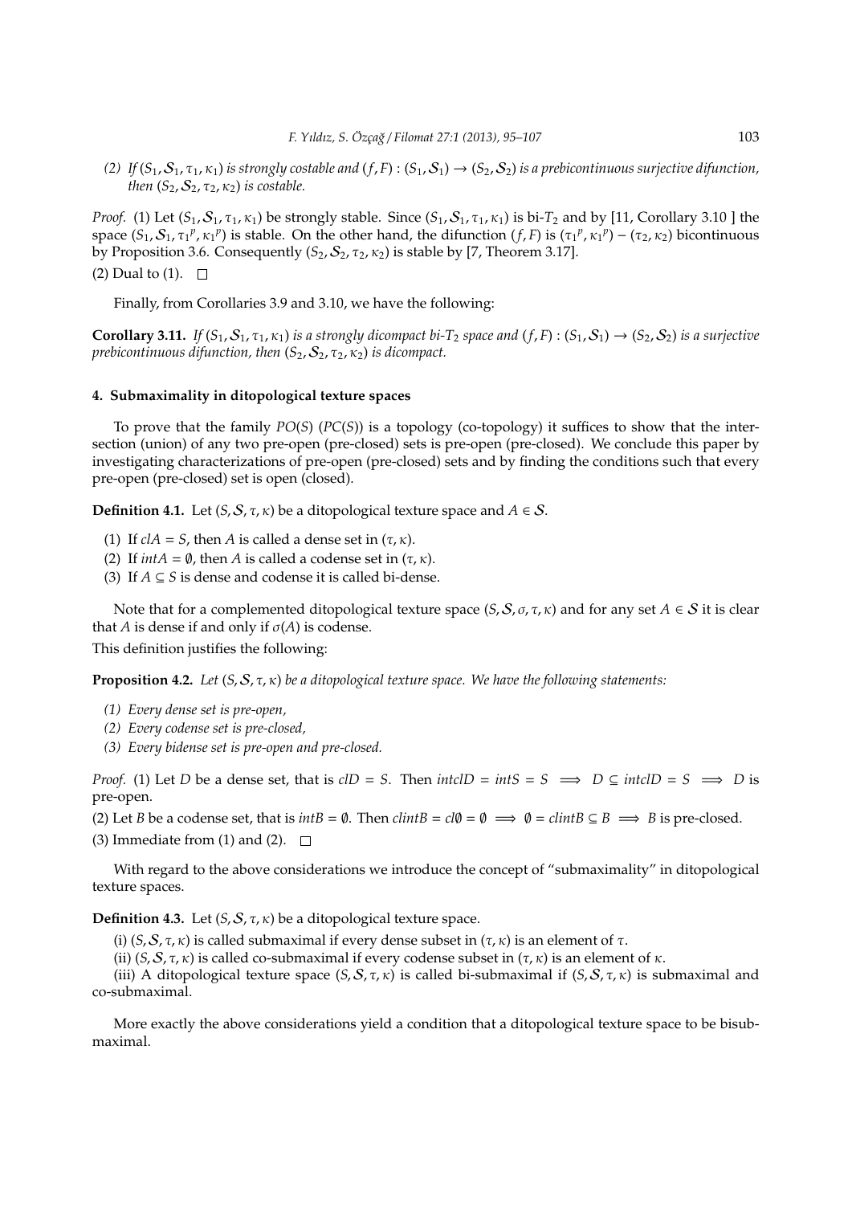*(2) If $(S_1, \mathcal{S}_1, \tau_1, \kappa_1)$ is strongly costable and $(f, F) : (S_1, \mathcal{S}_1) \to (S_2, \mathcal{S}_2)$ is a prebicontinuous surjective difunction, then $(S_2, \mathcal{S}_2, \tau_2, \kappa_2)$ is costable.*

*Proof.* (1) Let $(S_1, \mathcal{S}_1, \tau_1, \kappa_1)$ be strongly stable. Since $(S_1, \mathcal{S}_1, \tau_1, \kappa_1)$ is bi-$T_2$ and by [11, Corollary 3.10 ] the space $(S_1, \mathcal{S}_1, {\tau_1}^p, {\kappa_1}^p)$ is stable. On the other hand, the difunction $(f, F)$ is $({\tau_1}^p, {\kappa_1}^p) - (\tau_2, \kappa_2)$ bicontinuous by Proposition 3.6. Consequently $(S_2, \mathcal{S}_2, \tau_2, \kappa_2)$ is stable by [7, Theorem 3.17].

(2) Dual to (1). $\square$

Finally, from Corollaries 3.9 and 3.10, we have the following:

**Corollary 3.11.** *If $(S_1, \mathcal{S}_1, \tau_1, \kappa_1)$ is a strongly dicompact bi-$T_2$ space and $(f, F) : (S_1, \mathcal{S}_1) \to (S_2, \mathcal{S}_2)$ is a surjective prebicontinuous difunction, then $(S_2, \mathcal{S}_2, \tau_2, \kappa_2)$ is dicompact.*

## 4. Submaximality in ditopological texture spaces

To prove that the family $PO(S)$ ($PC(S)$) is a topology (co-topology) it suffices to show that the intersection (union) of any two pre-open (pre-closed) sets is pre-open (pre-closed). We conclude this paper by investigating characterizations of pre-open (pre-closed) sets and by finding the conditions such that every pre-open (pre-closed) set is open (closed).

**Definition 4.1.** Let $(S, \mathcal{S}, \tau, \kappa)$ be a ditopological texture space and $A \in \mathcal{S}$.

(1) If $clA = S$, then $A$ is called a dense set in $(\tau, \kappa)$.
(2) If $intA = \emptyset$, then $A$ is called a codense set in $(\tau, \kappa)$.
(3) If $A \subseteq S$ is dense and codense it is called bi-dense.

Note that for a complemented ditopological texture space $(S, \mathcal{S}, \sigma, \tau, \kappa)$ and for any set $A \in \mathcal{S}$ it is clear that $A$ is dense if and only if $\sigma(A)$ is codense.

This definition justifies the following:

**Proposition 4.2.** *Let $(S, \mathcal{S}, \tau, \kappa)$ be a ditopological texture space. We have the following statements:*

*(1) Every dense set is pre-open,*
*(2) Every codense set is pre-closed,*
*(3) Every bidense set is pre-open and pre-closed.*

*Proof.* (1) Let $D$ be a dense set, that is $clD = S$. Then $intclD = intS = S \implies D \subseteq intclD = S \implies D$ is pre-open.

(2) Let $B$ be a codense set, that is $intB = \emptyset$. Then $clintB = cl\emptyset = \emptyset \implies \emptyset = clintB \subseteq B \implies B$ is pre-closed.

(3) Immediate from (1) and (2). $\square$

With regard to the above considerations we introduce the concept of "submaximality" in ditopological texture spaces.

**Definition 4.3.** Let $(S, \mathcal{S}, \tau, \kappa)$ be a ditopological texture space.

(i) $(S, \mathcal{S}, \tau, \kappa)$ is called submaximal if every dense subset in $(\tau, \kappa)$ is an element of $\tau$.

(ii) $(S, \mathcal{S}, \tau, \kappa)$ is called co-submaximal if every codense subset in $(\tau, \kappa)$ is an element of $\kappa$.

(iii) A ditopological texture space $(S, \mathcal{S}, \tau, \kappa)$ is called bi-submaximal if $(S, \mathcal{S}, \tau, \kappa)$ is submaximal and co-submaximal.

More exactly the above considerations yield a condition that a ditopological texture space to be bisubmaximal.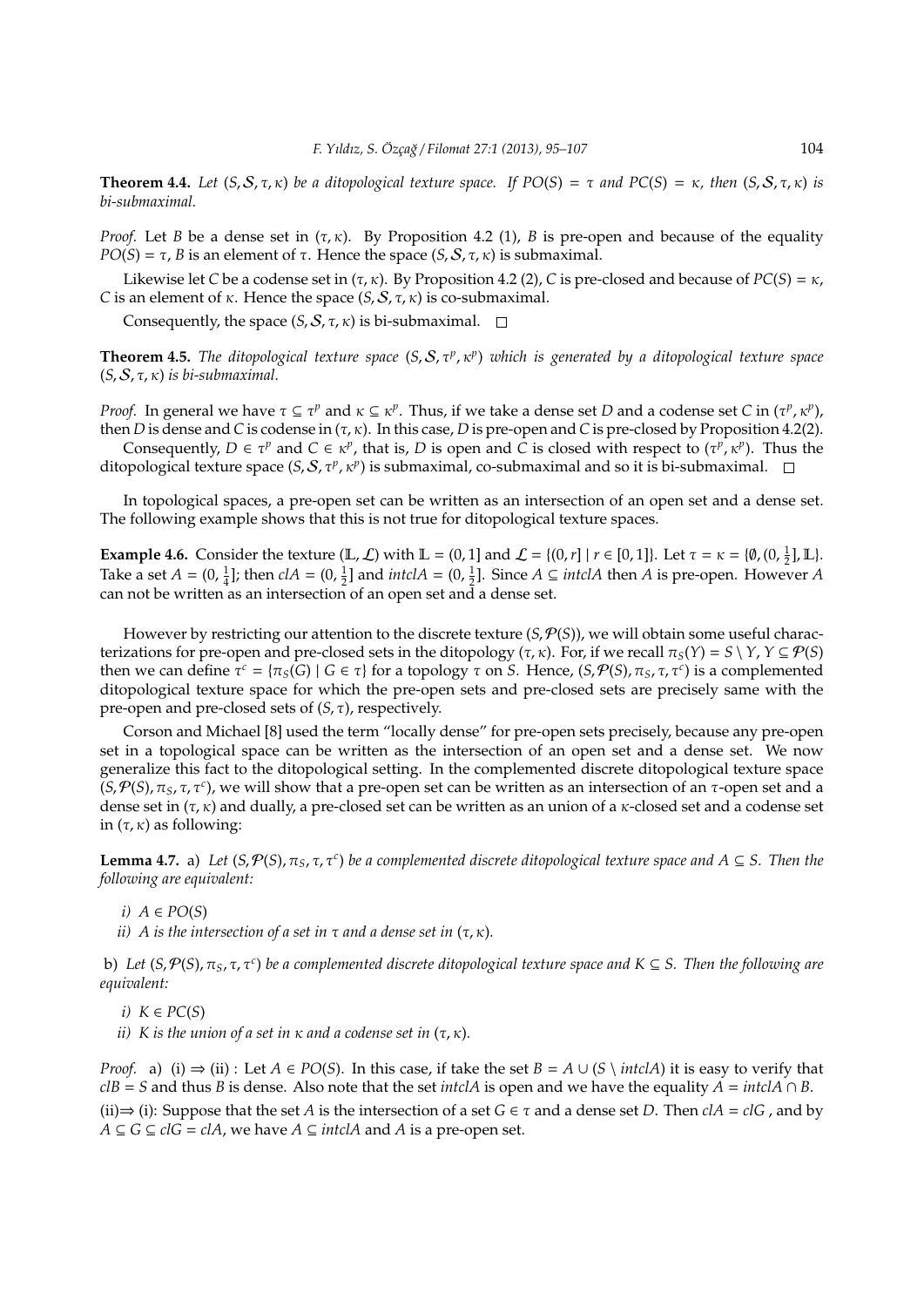**Theorem 4.4.** *Let $(S, \mathcal{S}, \tau, \kappa)$ be a ditopological texture space. If $PO(S) = \tau$ and $PC(S) = \kappa$, then $(S, \mathcal{S}, \tau, \kappa)$ is bi-submaximal.*

*Proof.* Let $B$ be a dense set in $(\tau, \kappa)$. By Proposition 4.2 (1), $B$ is pre-open and because of the equality $PO(S) = \tau$, $B$ is an element of $\tau$. Hence the space $(S, \mathcal{S}, \tau, \kappa)$ is submaximal.

Likewise let $C$ be a codense set in $(\tau, \kappa)$. By Proposition 4.2 (2), $C$ is pre-closed and because of $PC(S) = \kappa$, $C$ is an element of $\kappa$. Hence the space $(S, \mathcal{S}, \tau, \kappa)$ is co-submaximal.

Consequently, the space $(S, \mathcal{S}, \tau, \kappa)$ is bi-submaximal. □

**Theorem 4.5.** *The ditopological texture space $(S, \mathcal{S}, \tau^p, \kappa^p)$ which is generated by a ditopological texture space $(S, \mathcal{S}, \tau, \kappa)$ is bi-submaximal.*

*Proof.* In general we have $\tau \subseteq \tau^p$ and $\kappa \subseteq \kappa^p$. Thus, if we take a dense set $D$ and a codense set $C$ in $(\tau^p, \kappa^p)$, then $D$ is dense and $C$ is codense in $(\tau, \kappa)$. In this case, $D$ is pre-open and $C$ is pre-closed by Proposition 4.2(2).

Consequently, $D \in \tau^p$ and $C \in \kappa^p$, that is, $D$ is open and $C$ is closed with respect to $(\tau^p, \kappa^p)$. Thus the ditopological texture space $(S, \mathcal{S}, \tau^p, \kappa^p)$ is submaximal, co-submaximal and so it is bi-submaximal. □

In topological spaces, a pre-open set can be written as an intersection of an open set and a dense set. The following example shows that this is not true for ditopological texture spaces.

**Example 4.6.** Consider the texture $(\mathbb{L}, \mathcal{L})$ with $\mathbb{L} = (0, 1]$ and $\mathcal{L} = \{(0, r] \mid r \in [0, 1]\}$. Let $\tau = \kappa = \{\emptyset, (0, \frac{1}{2}], \mathbb{L}\}$. Take a set $A = (0, \frac{1}{4}]$; then $clA = (0, \frac{1}{2}]$ and $intclA = (0, \frac{1}{2}]$. Since $A \subseteq intclA$ then $A$ is pre-open. However $A$ can not be written as an intersection of an open set and a dense set.

However by restricting our attention to the discrete texture $(S, \mathcal{P}(S))$, we will obtain some useful characterizations for pre-open and pre-closed sets in the ditopology $(\tau, \kappa)$. For, if we recall $\pi_S(Y) = S \setminus Y$, $Y \subseteq \mathcal{P}(S)$ then we can define $\tau^c = \{\pi_S(G) \mid G \in \tau\}$ for a topology $\tau$ on $S$. Hence, $(S, \mathcal{P}(S), \pi_S, \tau, \tau^c)$ is a complemented ditopological texture space for which the pre-open sets and pre-closed sets are precisely same with the pre-open and pre-closed sets of $(S, \tau)$, respectively.

Corson and Michael [8] used the term "locally dense" for pre-open sets precisely, because any pre-open set in a topological space can be written as the intersection of an open set and a dense set. We now generalize this fact to the ditopological setting. In the complemented discrete ditopological texture space $(S, \mathcal{P}(S), \pi_S, \tau, \tau^c)$, we will show that a pre-open set can be written as an intersection of an $\tau$-open set and a dense set in $(\tau, \kappa)$ and dually, a pre-closed set can be written as an union of a $\kappa$-closed set and a codense set in $(\tau, \kappa)$ as following:

**Lemma 4.7.** a) *Let $(S, \mathcal{P}(S), \pi_S, \tau, \tau^c)$ be a complemented discrete ditopological texture space and $A \subseteq S$. Then the following are equivalent:*

*i) $A \in PO(S)$*

*ii) $A$ is the intersection of a set in $\tau$ and a dense set in $(\tau, \kappa)$.*

b) *Let $(S, \mathcal{P}(S), \pi_S, \tau, \tau^c)$ be a complemented discrete ditopological texture space and $K \subseteq S$. Then the following are equivalent:*

*i) $K \in PC(S)$*

*ii) $K$ is the union of a set in $\kappa$ and a codense set in $(\tau, \kappa)$.*

*Proof.* a) (i) ⇒ (ii) : Let $A \in PO(S)$. In this case, if take the set $B = A \cup (S \setminus intclA)$ it is easy to verify that $clB = S$ and thus $B$ is dense. Also note that the set $intclA$ is open and we have the equality $A = intclA \cap B$.

(ii)⇒ (i): Suppose that the set $A$ is the intersection of a set $G \in \tau$ and a dense set $D$. Then $clA = clG$ , and by $A \subseteq G \subseteq clG = clA$, we have $A \subseteq intclA$ and $A$ is a pre-open set.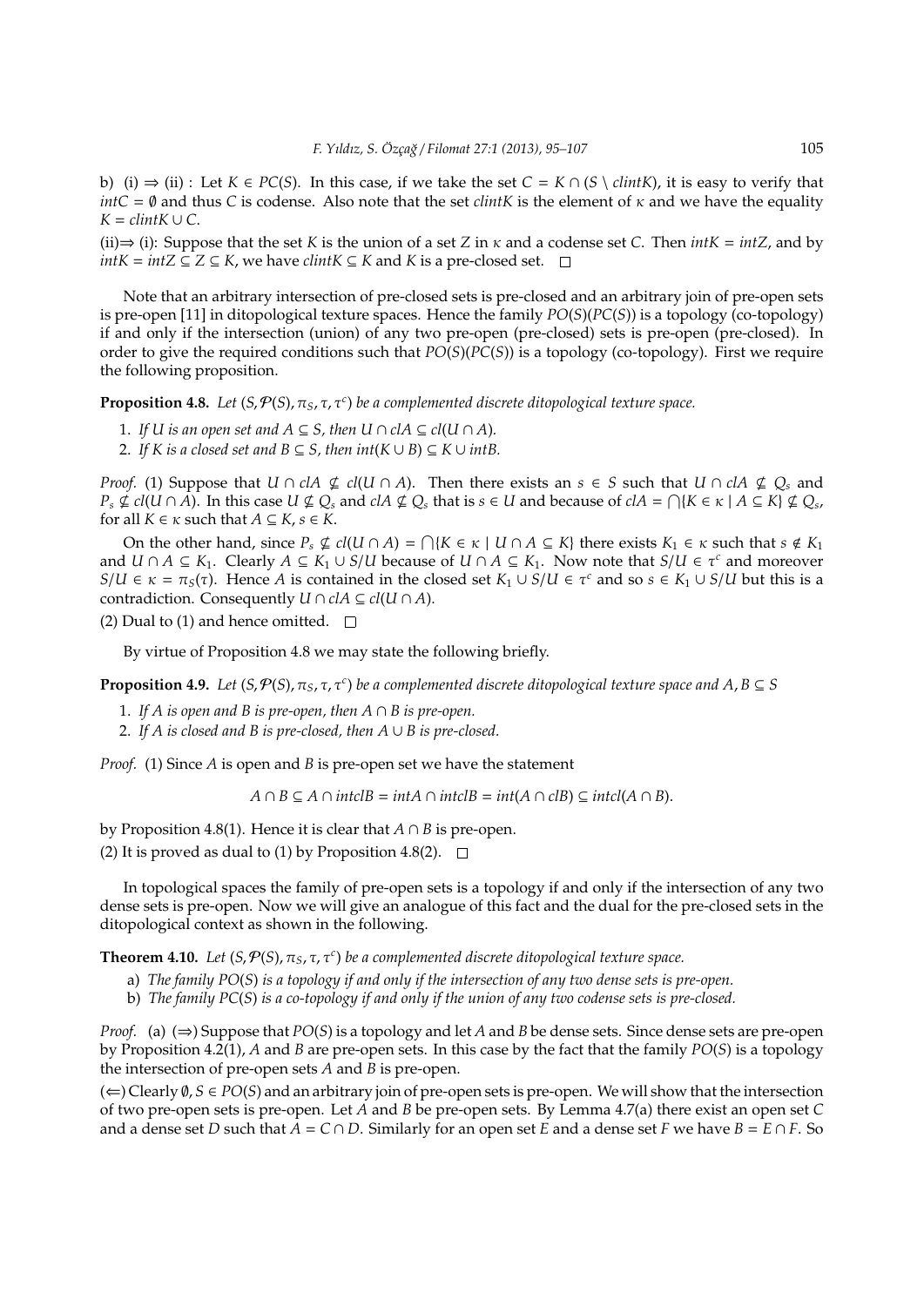b) (i) $\Rightarrow$ (ii) : Let $K \in PC(S)$. In this case, if we take the set $C = K \cap (S \setminus clintK)$, it is easy to verify that $intC = \emptyset$ and thus $C$ is codense. Also note that the set $clintK$ is the element of $\kappa$ and we have the equality $K = clintK \cup C$.

(ii)$\Rightarrow$ (i): Suppose that the set $K$ is the union of a set $Z$ in $\kappa$ and a codense set $C$. Then $intK = intZ$, and by $intK = intZ \subseteq Z \subseteq K$, we have $clintK \subseteq K$ and $K$ is a pre-closed set. $\square$

Note that an arbitrary intersection of pre-closed sets is pre-closed and an arbitrary join of pre-open sets is pre-open [11] in ditopological texture spaces. Hence the family $PO(S)(PC(S))$ is a topology (co-topology) if and only if the intersection (union) of any two pre-open (pre-closed) sets is pre-open (pre-closed). In order to give the required conditions such that $PO(S)(PC(S))$ is a topology (co-topology). First we require the following proposition.

**Proposition 4.8.** *Let $(S, \mathcal{P}(S), \pi_S, \tau, \tau^c)$ be a complemented discrete ditopological texture space.*

1. *If $U$ is an open set and $A \subseteq S$, then $U \cap clA \subseteq cl(U \cap A)$.*
2. *If $K$ is a closed set and $B \subseteq S$, then $int(K \cup B) \subseteq K \cup intB$.*

*Proof.* (1) Suppose that $U \cap clA \not\subseteq cl(U \cap A)$. Then there exists an $s \in S$ such that $U \cap clA \not\subseteq Q_s$ and $P_s \not\subseteq cl(U \cap A)$. In this case $U \not\subseteq Q_s$ and $clA \not\subseteq Q_s$ that is $s \in U$ and because of $clA = \bigcap\{K \in \kappa \mid A \subseteq K\} \not\subseteq Q_s$, for all $K \in \kappa$ such that $A \subseteq K$, $s \in K$.

On the other hand, since $P_s \not\subseteq cl(U \cap A) = \bigcap\{K \in \kappa \mid U \cap A \subseteq K\}$ there exists $K_1 \in \kappa$ such that $s \notin K_1$ and $U \cap A \subseteq K_1$. Clearly $A \subseteq K_1 \cup S/U$ because of $U \cap A \subseteq K_1$. Now note that $S/U \in \tau^c$ and moreover $S/U \in \kappa = \pi_S(\tau)$. Hence $A$ is contained in the closed set $K_1 \cup S/U \in \tau^c$ and so $s \in K_1 \cup S/U$ but this is a contradiction. Consequently $U \cap clA \subseteq cl(U \cap A)$.

(2) Dual to (1) and hence omitted. $\square$

By virtue of Proposition 4.8 we may state the following briefly.

**Proposition 4.9.** *Let $(S, \mathcal{P}(S), \pi_S, \tau, \tau^c)$ be a complemented discrete ditopological texture space and $A, B \subseteq S$*

1. *If $A$ is open and $B$ is pre-open, then $A \cap B$ is pre-open.*
2. *If $A$ is closed and $B$ is pre-closed, then $A \cup B$ is pre-closed.*

*Proof.* (1) Since $A$ is open and $B$ is pre-open set we have the statement

$$A \cap B \subseteq A \cap intclB = intA \cap intclB = int(A \cap clB) \subseteq intcl(A \cap B).$$

by Proposition 4.8(1). Hence it is clear that $A \cap B$ is pre-open.

(2) It is proved as dual to (1) by Proposition 4.8(2). $\square$

In topological spaces the family of pre-open sets is a topology if and only if the intersection of any two dense sets is pre-open. Now we will give an analogue of this fact and the dual for the pre-closed sets in the ditopological context as shown in the following.

**Theorem 4.10.** *Let $(S, \mathcal{P}(S), \pi_S, \tau, \tau^c)$ be a complemented discrete ditopological texture space.*

a) *The family $PO(S)$ is a topology if and only if the intersection of any two dense sets is pre-open.*

b) *The family $PC(S)$ is a co-topology if and only if the union of any two codense sets is pre-closed.*

*Proof.* (a) ($\Rightarrow$) Suppose that $PO(S)$ is a topology and let $A$ and $B$ be dense sets. Since dense sets are pre-open by Proposition 4.2(1), $A$ and $B$ are pre-open sets. In this case by the fact that the family $PO(S)$ is a topology the intersection of pre-open sets $A$ and $B$ is pre-open.

($\Leftarrow$) Clearly $\emptyset, S \in PO(S)$ and an arbitrary join of pre-open sets is pre-open. We will show that the intersection of two pre-open sets is pre-open. Let $A$ and $B$ be pre-open sets. By Lemma 4.7(a) there exist an open set $C$ and a dense set $D$ such that $A = C \cap D$. Similarly for an open set $E$ and a dense set $F$ we have $B = E \cap F$. So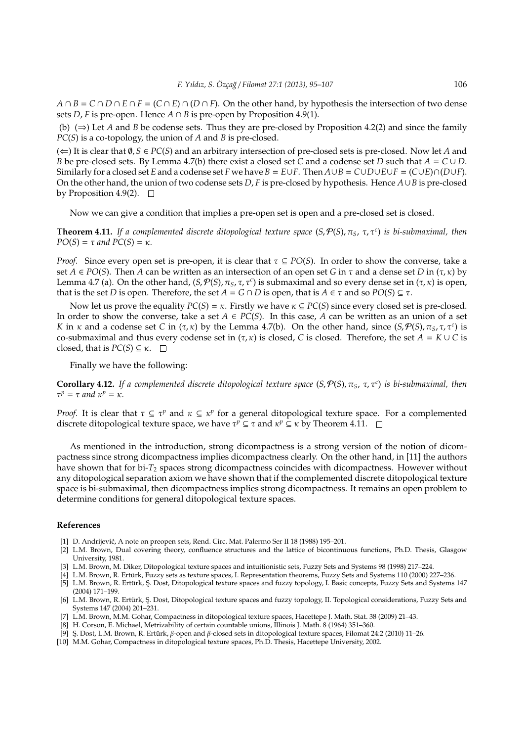$A \cap B = C \cap D \cap E \cap F = (C \cap E) \cap (D \cap F)$. On the other hand, by hypothesis the intersection of two dense sets $D$, $F$ is pre-open. Hence $A \cap B$ is pre-open by Proposition 4.9(1).

(b) ($\Rightarrow$) Let $A$ and $B$ be codense sets. Thus they are pre-closed by Proposition 4.2(2) and since the family $PC(S)$ is a co-topology, the union of $A$ and $B$ is pre-closed.

($\Leftarrow$) It is clear that $\emptyset, S \in PC(S)$ and an arbitrary intersection of pre-closed sets is pre-closed. Now let $A$ and $B$ be pre-closed sets. By Lemma 4.7(b) there exist a closed set $C$ and a codense set $D$ such that $A = C \cup D$. Similarly for a closed set $E$ and a codense set $F$ we have $B = E \cup F$. Then $A \cup B = C \cup D \cup E \cup F = (C \cup E) \cap (D \cup F)$. On the other hand, the union of two codense sets $D$, $F$ is pre-closed by hypothesis. Hence $A \cup B$ is pre-closed by Proposition 4.9(2). $\square$

Now we can give a condition that implies a pre-open set is open and a pre-closed set is closed.

**Theorem 4.11.** *If a complemented discrete ditopological texture space $(S, \mathcal{P}(S), \pi_S, \tau, \tau^c)$ is bi-submaximal, then $PO(S) = \tau$ and $PC(S) = \kappa$.*

*Proof.* Since every open set is pre-open, it is clear that $\tau \subseteq PO(S)$. In order to show the converse, take a set $A \in PO(S)$. Then $A$ can be written as an intersection of an open set $G$ in $\tau$ and a dense set $D$ in $(\tau, \kappa)$ by Lemma 4.7 (a). On the other hand, $(S, \mathcal{P}(S), \pi_S, \tau, \tau^c)$ is submaximal and so every dense set in $(\tau, \kappa)$ is open, that is the set $D$ is open. Therefore, the set $A = G \cap D$ is open, that is $A \in \tau$ and so $PO(S) \subseteq \tau$.

Now let us prove the equality $PC(S) = \kappa$. Firstly we have $\kappa \subseteq PC(S)$ since every closed set is pre-closed. In order to show the converse, take a set $A \in PC(S)$. In this case, $A$ can be written as an union of a set $K$ in $\kappa$ and a codense set $C$ in $(\tau, \kappa)$ by the Lemma 4.7(b). On the other hand, since $(S, \mathcal{P}(S), \pi_S, \tau, \tau^c)$ is co-submaximal and thus every codense set in $(\tau, \kappa)$ is closed, $C$ is closed. Therefore, the set $A = K \cup C$ is closed, that is $PC(S) \subseteq \kappa$. $\square$

Finally we have the following:

**Corollary 4.12.** *If a complemented discrete ditopological texture space $(S, \mathcal{P}(S), \pi_S, \tau, \tau^c)$ is bi-submaximal, then $\tau^p = \tau$ and $\kappa^p = \kappa$.*

*Proof.* It is clear that $\tau \subseteq \tau^p$ and $\kappa \subseteq \kappa^p$ for a general ditopological texture space. For a complemented discrete ditopological texture space, we have $\tau^p \subseteq \tau$ and $\kappa^p \subseteq \kappa$ by Theorem 4.11. $\square$

As mentioned in the introduction, strong dicompactness is a strong version of the notion of dicompactness since strong dicompactness implies dicompactness clearly. On the other hand, in [11] the authors have shown that for bi-$T_2$ spaces strong dicompactness coincides with dicompactness. However without any ditopological separation axiom we have shown that if the complemented discrete ditopological texture space is bi-submaximal, then dicompactness implies strong dicompactness. It remains an open problem to determine conditions for general ditopological texture spaces.

## References

[1] D. Andrijević, A note on preopen sets, Rend. Circ. Mat. Palermo Ser II 18 (1988) 195–201.

[2] L.M. Brown, Dual covering theory, confluence structures and the lattice of bicontinuous functions, Ph.D. Thesis, Glasgow University, 1981.

[3] L.M. Brown, M. Diker, Ditopological texture spaces and intuitionistic sets, Fuzzy Sets and Systems 98 (1998) 217–224.

[4] L.M. Brown, R. Ertürk, Fuzzy sets as texture spaces, I. Representation theorems, Fuzzy Sets and Systems 110 (2000) 227–236.

[5] L.M. Brown, R. Ertürk, Ş. Dost, Ditopological texture spaces and fuzzy topology, I. Basic concepts, Fuzzy Sets and Systems 147 (2004) 171–199.

[6] L.M. Brown, R. Ertürk, Ş. Dost, Ditopological texture spaces and fuzzy topology, II. Topological considerations, Fuzzy Sets and Systems 147 (2004) 201–231.

[7] L.M. Brown, M.M. Gohar, Compactness in ditopological texture spaces, Hacettepe J. Math. Stat. 38 (2009) 21–43.

[8] H. Corson, E. Michael, Metrizability of certain countable unions, Illinois J. Math. 8 (1964) 351–360.

[9] Ş. Dost, L.M. Brown, R. Ertürk, $\beta$-open and $\beta$-closed sets in ditopological texture spaces, Filomat 24:2 (2010) 11–26.

[10] M.M. Gohar, Compactness in ditopological texture spaces, Ph.D. Thesis, Hacettepe University, 2002.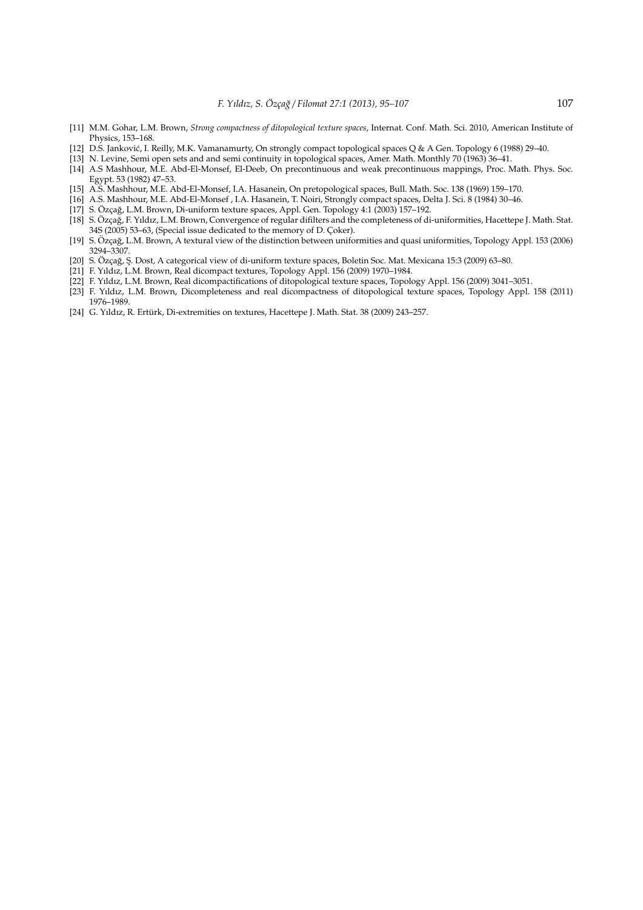[11] M.M. Gohar, L.M. Brown, *Strong compactness of ditopological texture spaces*, Internat. Conf. Math. Sci. 2010, American Institute of Physics, 153–168.

[12] D.S. Janković, I. Reilly, M.K. Vamanamurty, On strongly compact topological spaces Q & A Gen. Topology 6 (1988) 29–40.

[13] N. Levine, Semi open sets and and semi continuity in topological spaces, Amer. Math. Monthly 70 (1963) 36–41.

[14] A.S Mashhour, M.E. Abd-El-Monsef, El-Deeb, On precontinuous and weak precontinuous mappings, Proc. Math. Phys. Soc. Egypt. 53 (1982) 47–53.

[15] A.S. Mashhour, M.E. Abd-El-Monsef, I.A. Hasanein, On pretopological spaces, Bull. Math. Soc. 138 (1969) 159–170.

[16] A.S. Mashhour, M.E. Abd-El-Monsef , I.A. Hasanein, T. Noiri, Strongly compact spaces, Delta J. Sci. 8 (1984) 30–46.

[17] S. Özçağ, L.M. Brown, Di-uniform texture spaces, Appl. Gen. Topology 4:1 (2003) 157–192.

[18] S. Özçağ, F. Yıldız, L.M. Brown, Convergence of regular difilters and the completeness of di-uniformities, Hacettepe J. Math. Stat. 34S (2005) 53–63, (Special issue dedicated to the memory of D. Çoker).

[19] S. Özçağ, L.M. Brown, A textural view of the distinction between uniformities and quasi uniformities, Topology Appl. 153 (2006) 3294–3307.

[20] S. Özçağ, Ş. Dost, A categorical view of di-uniform texture spaces, Boletin Soc. Mat. Mexicana 15:3 (2009) 63–80.

[21] F. Yıldız, L.M. Brown, Real dicompact textures, Topology Appl. 156 (2009) 1970–1984.

[22] F. Yıldız, L.M. Brown, Real dicompactifications of ditopological texture spaces, Topology Appl. 156 (2009) 3041–3051.

[23] F. Yıldız, L.M. Brown, Dicompleteness and real dicompactness of ditopological texture spaces, Topology Appl. 158 (2011) 1976–1989.

[24] G. Yıldız, R. Ertürk, Di-extremities on textures, Hacettepe J. Math. Stat. 38 (2009) 243–257.